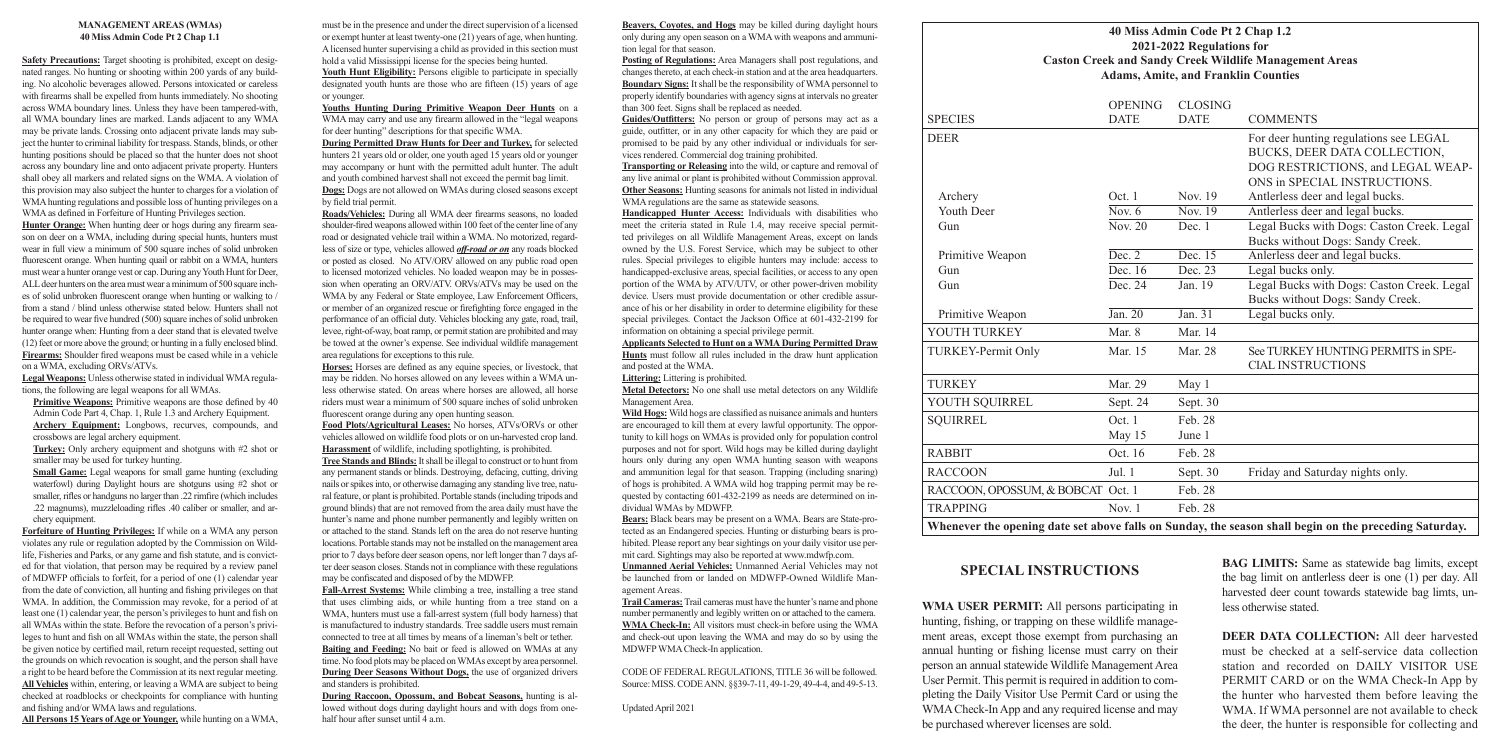#### MANAGEMENT AREAS (WMAs)
#### 40 Miss Admin Code Pt 2 Chap 1.1

**Safety Precautions:** Target shooting is prohibited, except on designated ranges. No hunting or shooting within 200 yards of any building. No alcoholic beverages allowed. Persons intoxicated or careless with firearms shall be expelled from hunts immediately. No shooting across WMA boundary lines. Unless they have been tampered-with, all WMA boundary lines are marked. Lands adjacent to any WMA may be private lands. Crossing onto adjacent private lands may subject the hunter to criminal liability for trespass. Stands, blinds, or other hunting positions should be placed so that the hunter does not shoot across any boundary line and onto adjacent private property. Hunters shall obey all markers and related signs on the WMA. A violation of this provision may also subject the hunter to charges for a violation of WMA hunting regulations and possible loss of hunting privileges on a WMA as defined in Forfeiture of Hunting Privileges section.

**Hunter Orange:** When hunting deer or hogs during any firearm season on deer on a WMA, including during special hunts, hunters must wear in full view a minimum of 500 square inches of solid unbroken fluorescent orange. When hunting quail or rabbit on a WMA, hunters must wear a hunter orange vest or cap. During any Youth Hunt for Deer, ALL deer hunters on the area must wear a minimum of 500 square inches of solid unbroken fluorescent orange when hunting or walking to / from a stand / blind unless otherwise stated below. Hunters shall not be required to wear five hundred (500) square inches of solid unbroken hunter orange when: Hunting from a deer stand that is elevated twelve (12) feet or more above the ground; or hunting in a fully enclosed blind.

**Firearms:** Shoulder fired weapons must be cased while in a vehicle on a WMA, excluding ORVs/ATVs.

**Legal Weapons:** Unless otherwise stated in individual WMA regulations, the following are legal weapons for all WMAs.

**Primitive Weapons:** Primitive weapons are those defined by 40 Admin Code Part 4, Chap. 1, Rule 1.3 and Archery Equipment.

**Archery Equipment:** Longbows, recurves, compounds, and crossbows are legal archery equipment.

**Turkey:** Only archery equipment and shotguns with #2 shot or smaller may be used for turkey hunting.

**Small Game:** Legal weapons for small game hunting (excluding waterfowl) during Daylight hours are shotguns using #2 shot or smaller, rifles or handguns no larger than .22 rimfire (which includes .22 magnums), muzzleloading rifles .40 caliber or smaller, and archery equipment.

**Forfeiture of Hunting Privileges:** If while on a WMA any person violates any rule or regulation adopted by the Commission on Wildlife, Fisheries and Parks, or any game and fish statute, and is convicted for that violation, that person may be required by a review panel of MDWFP officials to forfeit, for a period of one (1) calendar year from the date of the conviction, all hunting and fishing privileges on that WMA. In addition, the Commission may revoke, for a period of at least one (1) calendar year, the person's privileges to hunt and fish on all WMAs within the state. Before the revocation of a person's privileges to hunt and fish on all WMAs within the state, the person shall be given notice by certified mail, return receipt requested, setting out the grounds on which revocation is sought, and the person shall have a right to be heard before the Commission at its next regular meeting.

**All Vehicles** within, entering, or leaving a WMA are subject to being checked at roadblocks or checkpoints for compliance with hunting and fishing and/or WMA laws and regulations.

**All Persons 15 Years of Age or Younger,** while hunting on a WMA, must be in the presence and under the direct supervision of a licensed or exempt hunter at least twenty-one (21) years of age, when hunting. A licensed hunter supervising a child as provided in this section must hold a valid Mississippi license for the species being hunted.

**Youth Hunt Eligibility:** Persons eligible to participate in specially designated youth hunts are those who are fifteen (15) years of age or younger.

**Youths Hunting During Primitive Weapon Deer Hunts** on a WMA may carry and use any firearm allowed in the "legal weapons for deer hunting" descriptions for that specific WMA.

**During Permitted Draw Hunts for Deer and Turkey,** for selected hunters 21 years old or older, one youth aged 15 years old or younger may accompany or hunt with the permitted adult hunter. The adult and youth combined harvest shall not exceed the permit bag limit.

**Dogs:** Dogs are not allowed on WMAs during closed seasons except by field trial permit.

**Roads/Vehicles:** During all WMA deer firearms seasons, no loaded shoulder-fired weapons allowed within 100 feet of the center line of any road or designated vehicle trail within a WMA. No motorized, regardless of size or type, vehicles allowed ***off-road or on*** any roads blocked or posted as closed. No ATV/ORV allowed on any public road open to licensed motorized vehicles. No loaded weapon may be in possession when operating an ORV/ATV. ORVs/ATVs may be used on the WMA by any Federal or State employee, Law Enforcement Officers, or member of an organized rescue or firefighting force engaged in the performance of an official duty. Vehicles blocking any gate, road, trail, levee, right-of-way, boat ramp, or permit station are prohibited and may be towed at the owner's expense. See individual wildlife management area regulations for exceptions to this rule.

**Horses:** Horses are defined as any equine species, or livestock, that may be ridden. No horses allowed on any levees within a WMA unless otherwise stated. On areas where horses are allowed, all horse riders must wear a minimum of 500 square inches of solid unbroken fluorescent orange during any open hunting season.

**Food Plots/Agricultural Leases:** No horses, ATVs/ORVs or other vehicles allowed on wildlife food plots or on un-harvested crop land.

**Harassment** of wildlife, including spotlighting, is prohibited.

**Tree Stands and Blinds:** It shall be illegal to construct or to hunt from any permanent stands or blinds. Destroying, defacing, cutting, driving nails or spikes into, or otherwise damaging any standing live tree, natural feature, or plant is prohibited. Portable stands (including tripods and ground blinds) that are not removed from the area daily must have the hunter's name and phone number permanently and legibly written on or attached to the stand. Stands left on the area do not reserve hunting locations. Portable stands may not be installed on the management area prior to 7 days before deer season opens, nor left longer than 7 days after deer season closes. Stands not in compliance with these regulations may be confiscated and disposed of by the MDWFP.

**Fall-Arrest Systems:** While climbing a tree, installing a tree stand that uses climbing aids, or while hunting from a tree stand on a WMA, hunters must use a fall-arrest system (full body harness) that is manufactured to industry standards. Tree saddle users must remain connected to tree at all times by means of a lineman's belt or tether.

**Baiting and Feeding:** No bait or feed is allowed on WMAs at any time. No food plots may be placed on WMAs except by area personnel.

**During Deer Seasons Without Dogs,** the use of organized drivers and standers is prohibited.

**During Raccoon, Opossum, and Bobcat Seasons,** hunting is allowed without dogs during daylight hours and with dogs from one-half hour after sunset until 4 a.m.

**Beavers, Coyotes, and Hogs** may be killed during daylight hours only during any open season on a WMA with weapons and ammunition legal for that season.

**Posting of Regulations:** Area Managers shall post regulations, and changes thereto, at each check-in station and at the area headquarters.

**Boundary Signs:** It shall be the responsibility of WMA personnel to properly identify boundaries with agency signs at intervals no greater than 300 feet. Signs shall be replaced as needed.

**Guides/Outfitters:** No person or group of persons may act as a guide, outfitter, or in any other capacity for which they are paid or promised to be paid by any other individual or individuals for services rendered. Commercial dog training prohibited.

**Transporting or Releasing** into the wild, or capture and removal of any live animal or plant is prohibited without Commission approval.

**Other Seasons:** Hunting seasons for animals not listed in individual WMA regulations are the same as statewide seasons.

**Handicapped Hunter Access:** Individuals with disabilities who meet the criteria stated in Rule 1.4, may receive special permitted privileges on all Wildlife Management Areas, except on lands owned by the U.S. Forest Service, which may be subject to other rules. Special privileges to eligible hunters may include: access to handicapped-exclusive areas, special facilities, or access to any open portion of the WMA by ATV/UTV, or other power-driven mobility device. Users must provide documentation or other credible assurance of his or her disability in order to determine eligibility for these special privileges. Contact the Jackson Office at 601-432-2199 for information on obtaining a special privilege permit.

**Applicants Selected to Hunt on a WMA During Permitted Draw Hunts** must follow all rules included in the draw hunt application and posted at the WMA.

**Littering:** Littering is prohibited.

**Metal Detectors:** No one shall use metal detectors on any Wildlife Management Area.

**Wild Hogs:** Wild hogs are classified as nuisance animals and hunters are encouraged to kill them at every lawful opportunity. The opportunity to kill hogs on WMAs is provided only for population control purposes and not for sport. Wild hogs may be killed during daylight hours only during any open WMA hunting season with weapons and ammunition legal for that season. Trapping (including snaring) of hogs is prohibited. A WMA wild hog trapping permit may be requested by contacting 601-432-2199 as needs are determined on individual WMAs by MDWFP.

**Bears:** Black bears may be present on a WMA. Bears are State-protected as an Endangered species. Hunting or disturbing bears is prohibited. Please report any bear sightings on your daily visitor use permit card. Sightings may also be reported at www.mdwfp.com.

**Unmanned Aerial Vehicles:** Unmanned Aerial Vehicles may not be launched from or landed on MDWFP-Owned Wildlife Management Areas.

**Trail Cameras:** Trail cameras must have the hunter's name and phone number permanently and legibly written on or attached to the camera.

**WMA Check-In:** All visitors must check-in before using the WMA and check-out upon leaving the WMA and may do so by using the MDWFP WMA Check-In application.

CODE OF FEDERAL REGULATIONS, TITLE 36 will be followed. Source: MISS. CODE ANN. §§39-7-11, 49-1-29, 49-4-4, and 49-5-13.

Updated April 2021

#### 40 Miss Admin Code Pt 2 Chap 1.2
#### 2021-2022 Regulations for
#### Caston Creek and Sandy Creek Wildlife Management Areas
#### Adams, Amite, and Franklin Counties

| SPECIES | OPENING DATE | CLOSING DATE | COMMENTS |
|---|---|---|---|
| DEER | | | For deer hunting regulations see LEGAL BUCKS, DEER DATA COLLECTION, DOG RESTRICTIONS, and LEGAL WEAPONS in SPECIAL INSTRUCTIONS. |
| Archery | Oct. 1 | Nov. 19 | Antlerless deer and legal bucks. |
| Youth Deer | Nov. 6 | Nov. 19 | Antlerless deer and legal bucks. |
| Gun | Nov. 20 | Dec. 1 | Legal Bucks with Dogs: Caston Creek. Legal Bucks without Dogs: Sandy Creek. |
| Primitive Weapon | Dec. 2 | Dec. 15 | Antlerless deer and legal bucks. |
| Gun | Dec. 16 | Dec. 23 | Legal bucks only. |
| Gun | Dec. 24 | Jan. 19 | Legal Bucks with Dogs: Caston Creek. Legal Bucks without Dogs: Sandy Creek. |
| Primitive Weapon | Jan. 20 | Jan. 31 | Legal bucks only. |
| YOUTH TURKEY | Mar. 8 | Mar. 14 | |
| TURKEY-Permit Only | Mar. 15 | Mar. 28 | See TURKEY HUNTING PERMITS in SPECIAL INSTRUCTIONS |
| TURKEY | Mar. 29 | May 1 | |
| YOUTH SQUIRREL | Sept. 24 | Sept. 30 | |
| SQUIRREL | Oct. 1<br>May 15 | Feb. 28<br>June 1 | |
| RABBIT | Oct. 16 | Feb. 28 | |
| RACCOON | Jul. 1 | Sept. 30 | Friday and Saturday nights only. |
| RACCOON, OPOSSUM, & BOBCAT | Oct. 1 | Feb. 28 | |
| TRAPPING | Nov. 1 | Feb. 28 | |

**Whenever the opening date set above falls on Sunday, the season shall begin on the preceding Saturday.**

## SPECIAL INSTRUCTIONS

**WMA USER PERMIT:** All persons participating in hunting, fishing, or trapping on these wildlife management areas, except those exempt from purchasing an annual hunting or fishing license must carry on their person an annual statewide Wildlife Management Area User Permit. This permit is required in addition to completing the Daily Visitor Use Permit Card or using the WMA Check-In App and any required license and may be purchased wherever licenses are sold.

**BAG LIMITS:** Same as statewide bag limits, except the bag limit on antlerless deer is one (1) per day. All harvested deer count towards statewide bag limits, unless otherwise stated.

**DEER DATA COLLECTION:** All deer harvested must be checked at a self-service data collection station and recorded on DAILY VISITOR USE PERMIT CARD or on the WMA Check-In App by the hunter who harvested them before leaving the WMA. If WMA personnel are not available to check the deer, the hunter is responsible for collecting and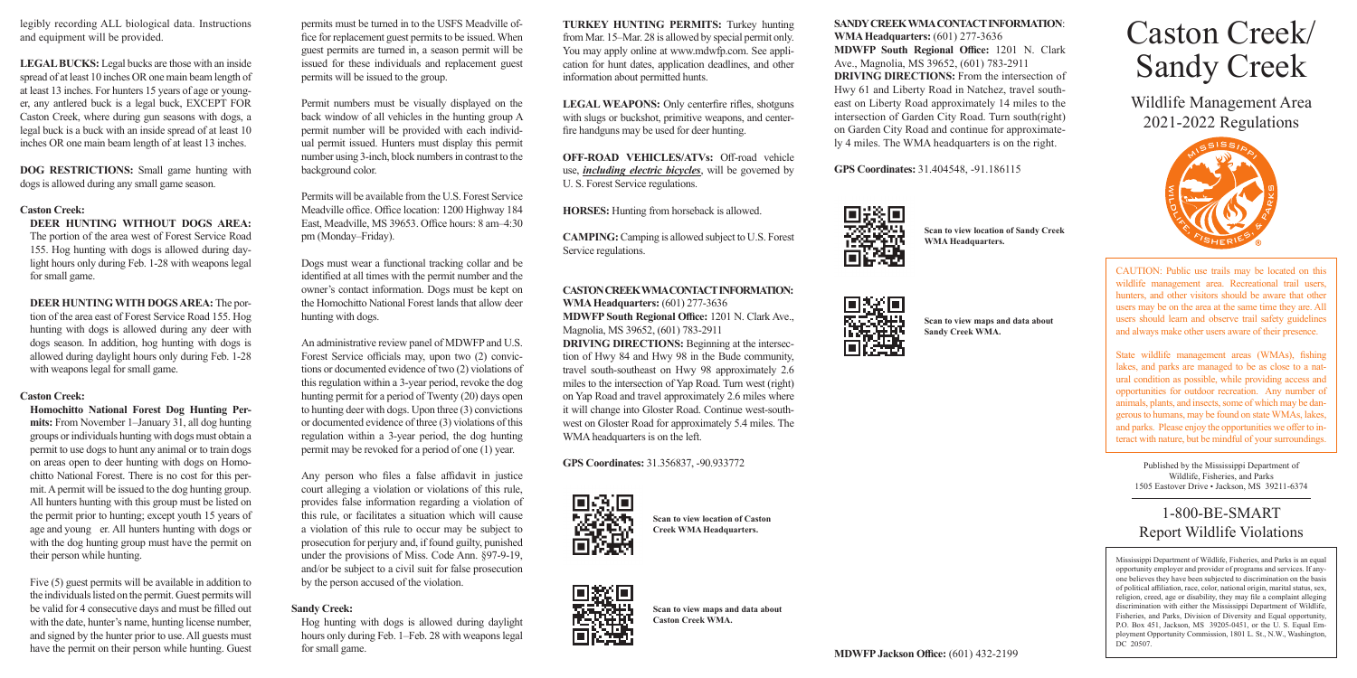legibly recording ALL biological data. Instructions and equipment will be provided.

**LEGAL BUCKS:** Legal bucks are those with an inside spread of at least 10 inches OR one main beam length of at least 13 inches. For hunters 15 years of age or younger, any antlered buck is a legal buck, EXCEPT FOR Caston Creek, where during gun seasons with dogs, a legal buck is a buck with an inside spread of at least 10 inches OR one main beam length of at least 13 inches.

**DOG RESTRICTIONS:** Small game hunting with dogs is allowed during any small game season.

### Caston Creek:

**DEER HUNTING WITHOUT DOGS AREA:** The portion of the area west of Forest Service Road 155. Hog hunting with dogs is allowed during daylight hours only during Feb. 1-28 with weapons legal for small game.

**DEER HUNTING WITH DOGS AREA:** The portion of the area east of Forest Service Road 155. Hog hunting with dogs is allowed during any deer with dogs season. In addition, hog hunting with dogs is allowed during daylight hours only during Feb. 1-28 with weapons legal for small game.

### Caston Creek:

**Homochitto National Forest Dog Hunting Permits:** From November 1–January 31, all dog hunting groups or individuals hunting with dogs must obtain a permit to use dogs to hunt any animal or to train dogs on areas open to deer hunting with dogs on Homochitto National Forest. There is no cost for this permit. A permit will be issued to the dog hunting group. All hunters hunting with this group must be listed on the permit prior to hunting; except youth 15 years of age and younger. All hunters hunting with dogs or with the dog hunting group must have the permit on their person while hunting.

Five (5) guest permits will be available in addition to the individuals listed on the permit. Guest permits will be valid for 4 consecutive days and must be filled out with the date, hunter's name, hunting license number, and signed by the hunter prior to use. All guests must have the permit on their person while hunting. Guest permits must be turned in to the USFS Meadville office for replacement guest permits to be issued. When guest permits are turned in, a season permit will be issued for these individuals and replacement guest permits will be issued to the group.

Permit numbers must be visually displayed on the back window of all vehicles in the hunting group A permit number will be provided with each individual permit issued. Hunters must display this permit number using 3-inch, block numbers in contrast to the background color.

Permits will be available from the U.S. Forest Service Meadville office. Office location: 1200 Highway 184 East, Meadville, MS 39653. Office hours: 8 am–4:30 pm (Monday–Friday).

Dogs must wear a functional tracking collar and be identified at all times with the permit number and the owner's contact information. Dogs must be kept on the Homochitto National Forest lands that allow deer hunting with dogs.

An administrative review panel of MDWFP and U.S. Forest Service officials may, upon two (2) convictions or documented evidence of two (2) violations of this regulation within a 3-year period, revoke the dog hunting permit for a period of Twenty (20) days open to hunting deer with dogs. Upon three (3) convictions or documented evidence of three (3) violations of this regulation within a 3-year period, the dog hunting permit may be revoked for a period of one (1) year.

Any person who files a false affidavit in justice court alleging a violation or violations of this rule, provides false information regarding a violation of this rule, or facilitates a situation which will cause a violation of this rule to occur may be subject to prosecution for perjury and, if found guilty, punished under the provisions of Miss. Code Ann. §97-9-19, and/or be subject to a civil suit for false prosecution by the person accused of the violation.

### Sandy Creek:

Hog hunting with dogs is allowed during daylight hours only during Feb. 1–Feb. 28 with weapons legal for small game.

**TURKEY HUNTING PERMITS:** Turkey hunting from Mar. 15–Mar. 28 is allowed by special permit only. You may apply online at www.mdwfp.com. See application for hunt dates, application deadlines, and other information about permitted hunts.

**LEGAL WEAPONS:** Only centerfire rifles, shotguns with slugs or buckshot, primitive weapons, and centerfire handguns may be used for deer hunting.

**OFF-ROAD VEHICLES/ATVs:** Off-road vehicle use, ***including electric bicycles***, will be governed by U. S. Forest Service regulations.

**HORSES:** Hunting from horseback is allowed.

**CAMPING:** Camping is allowed subject to U.S. Forest Service regulations.

**CASTON CREEK WMA CONTACT INFORMATION:**
**WMA Headquarters:** (601) 277-3636
**MDWFP South Regional Office:** 1201 N. Clark Ave., Magnolia, MS 39652, (601) 783-2911
**DRIVING DIRECTIONS:** Beginning at the intersection of Hwy 84 and Hwy 98 in the Bude community, travel south-southeast on Hwy 98 approximately 2.6 miles to the intersection of Yap Road. Turn west (right) on Yap Road and travel approximately 2.6 miles where it will change into Gloster Road. Continue west-southwest on Gloster Road for approximately 5.4 miles. The WMA headquarters is on the left.

**GPS Coordinates:** 31.356837, -90.933772

**Scan to view location of Caston Creek WMA Headquarters.**

**Scan to view maps and data about Caston Creek WMA.**

**SANDY CREEK WMA CONTACT INFORMATION:**
**WMA Headquarters:** (601) 277-3636
**MDWFP South Regional Office:** 1201 N. Clark Ave., Magnolia, MS 39652, (601) 783-2911
**DRIVING DIRECTIONS:** From the intersection of Hwy 61 and Liberty Road in Natchez, travel southeast on Liberty Road approximately 14 miles to the intersection of Garden City Road. Turn south(right) on Garden City Road and continue for approximately 4 miles. The WMA headquarters is on the right.

**GPS Coordinates:** 31.404548, -91.186115

**Scan to view location of Sandy Creek WMA Headquarters.**

**Scan to view maps and data about Sandy Creek WMA.**

**MDWFP Jackson Office:** (601) 432-2199

# Caston Creek/ Sandy Creek

## Wildlife Management Area 2021-2022 Regulations

CAUTION: Public use trails may be located on this wildlife management area. Recreational trail users, hunters, and other visitors should be aware that other users may be on the area at the same time they are. All users should learn and observe trail safety guidelines and always make other users aware of their presence.

State wildlife management areas (WMAs), fishing lakes, and parks are managed to be as close to a natural condition as possible, while providing access and opportunities for outdoor recreation. Any number of animals, plants, and insects, some of which may be dangerous to humans, may be found on state WMAs, lakes, and parks. Please enjoy the opportunities we offer to interact with nature, but be mindful of your surroundings.

Published by the Mississippi Department of Wildlife, Fisheries, and Parks
1505 Eastover Drive • Jackson, MS 39211-6374

## 1-800-BE-SMART
Report Wildlife Violations

Mississippi Department of Wildlife, Fisheries, and Parks is an equal opportunity employer and provider of programs and services. If anyone believes they have been subjected to discrimination on the basis of political affiliation, race, color, national origin, marital status, sex, religion, creed, age or disability, they may file a complaint alleging discrimination with either the Mississippi Department of Wildlife, Fisheries, and Parks, Division of Diversity and Equal opportunity, P.O. Box 451, Jackson, MS 39205-0451, or the U. S. Equal Employment Opportunity Commission, 1801 L. St., N.W., Washington, DC 20507.